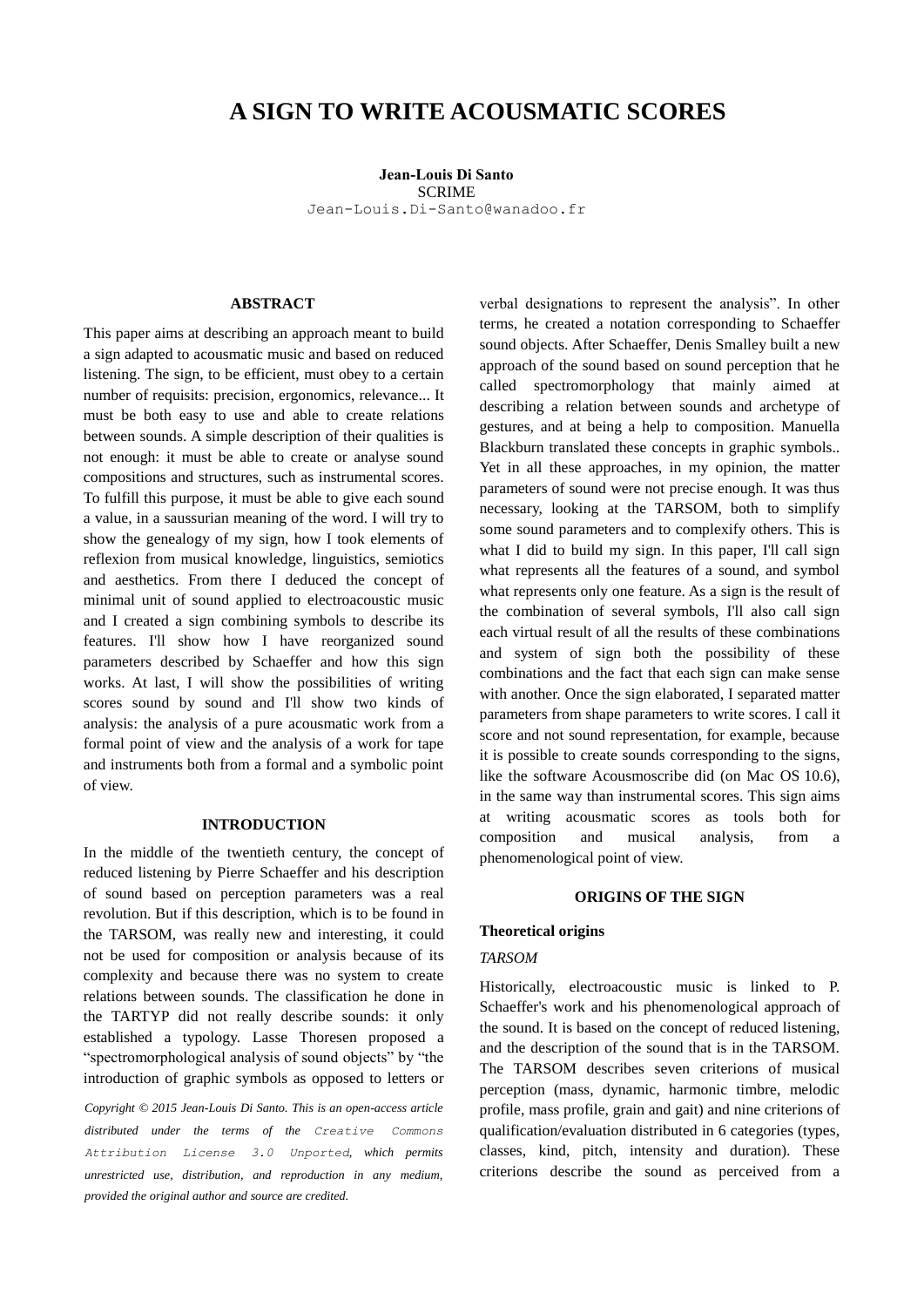# A SIGN TO WRITE ACOUSMATIC SCORES

**Jean-Louis Di Santo**
SCRIME
Jean-Louis.Di-Santo@wanadoo.fr

## ABSTRACT

This paper aims at describing an approach meant to build a sign adapted to acousmatic music and based on reduced listening. The sign, to be efficient, must obey to a certain number of requisits: precision, ergonomics, relevance... It must be both easy to use and able to create relations between sounds. A simple description of their qualities is not enough: it must be able to create or analyse sound compositions and structures, such as instrumental scores. To fulfill this purpose, it must be able to give each sound a value, in a saussurian meaning of the word. I will try to show the genealogy of my sign, how I took elements of reflexion from musical knowledge, linguistics, semiotics and aesthetics. From there I deduced the concept of minimal unit of sound applied to electroacoustic music and I created a sign combining symbols to describe its features. I'll show how I have reorganized sound parameters described by Schaeffer and how this sign works. At last, I will show the possibilities of writing scores sound by sound and I'll show two kinds of analysis: the analysis of a pure acousmatic work from a formal point of view and the analysis of a work for tape and instruments both from a formal and a symbolic point of view.

## INTRODUCTION

In the middle of the twentieth century, the concept of reduced listening by Pierre Schaeffer and his description of sound based on perception parameters was a real revolution. But if this description, which is to be found in the TARSOM, was really new and interesting, it could not be used for composition or analysis because of its complexity and because there was no system to create relations between sounds. The classification he done in the TARTYP did not really describe sounds: it only established a typology. Lasse Thoresen proposed a "spectromorphological analysis of sound objects" by "the introduction of graphic symbols as opposed to letters or verbal designations to represent the analysis". In other terms, he created a notation corresponding to Schaeffer sound objects. After Schaeffer, Denis Smalley built a new approach of the sound based on sound perception that he called spectromorphology that mainly aimed at describing a relation between sounds and archetype of gestures, and at being a help to composition. Manuella Blackburn translated these concepts in graphic symbols.. Yet in all these approaches, in my opinion, the matter parameters of sound were not precise enough. It was thus necessary, looking at the TARSOM, both to simplify some sound parameters and to complexify others. This is what I did to build my sign. In this paper, I'll call sign what represents all the features of a sound, and symbol what represents only one feature. As a sign is the result of the combination of several symbols, I'll also call sign each virtual result of all the results of these combinations and system of sign both the possibility of these combinations and the fact that each sign can make sense with another. Once the sign elaborated, I separated matter parameters from shape parameters to write scores. I call it score and not sound representation, for example, because it is possible to create sounds corresponding to the signs, like the software Acousmoscribe did (on Mac OS 10.6), in the same way than instrumental scores. This sign aims at writing acousmatic scores as tools both for composition and musical analysis, from a phenomenological point of view.

*Copyright © 2015 Jean-Louis Di Santo. This is an open-access article distributed under the terms of the Creative Commons Attribution License 3.0 Unported, which permits unrestricted use, distribution, and reproduction in any medium, provided the original author and source are credited.*

## ORIGINS OF THE SIGN

### Theoretical origins

*TARSOM*

Historically, electroacoustic music is linked to P. Schaeffer's work and his phenomenological approach of the sound. It is based on the concept of reduced listening, and the description of the sound that is in the TARSOM. The TARSOM describes seven criterions of musical perception (mass, dynamic, harmonic timbre, melodic profile, mass profile, grain and gait) and nine criterions of qualification/evaluation distributed in 6 categories (types, classes, kind, pitch, intensity and duration). These criterions describe the sound as perceived from a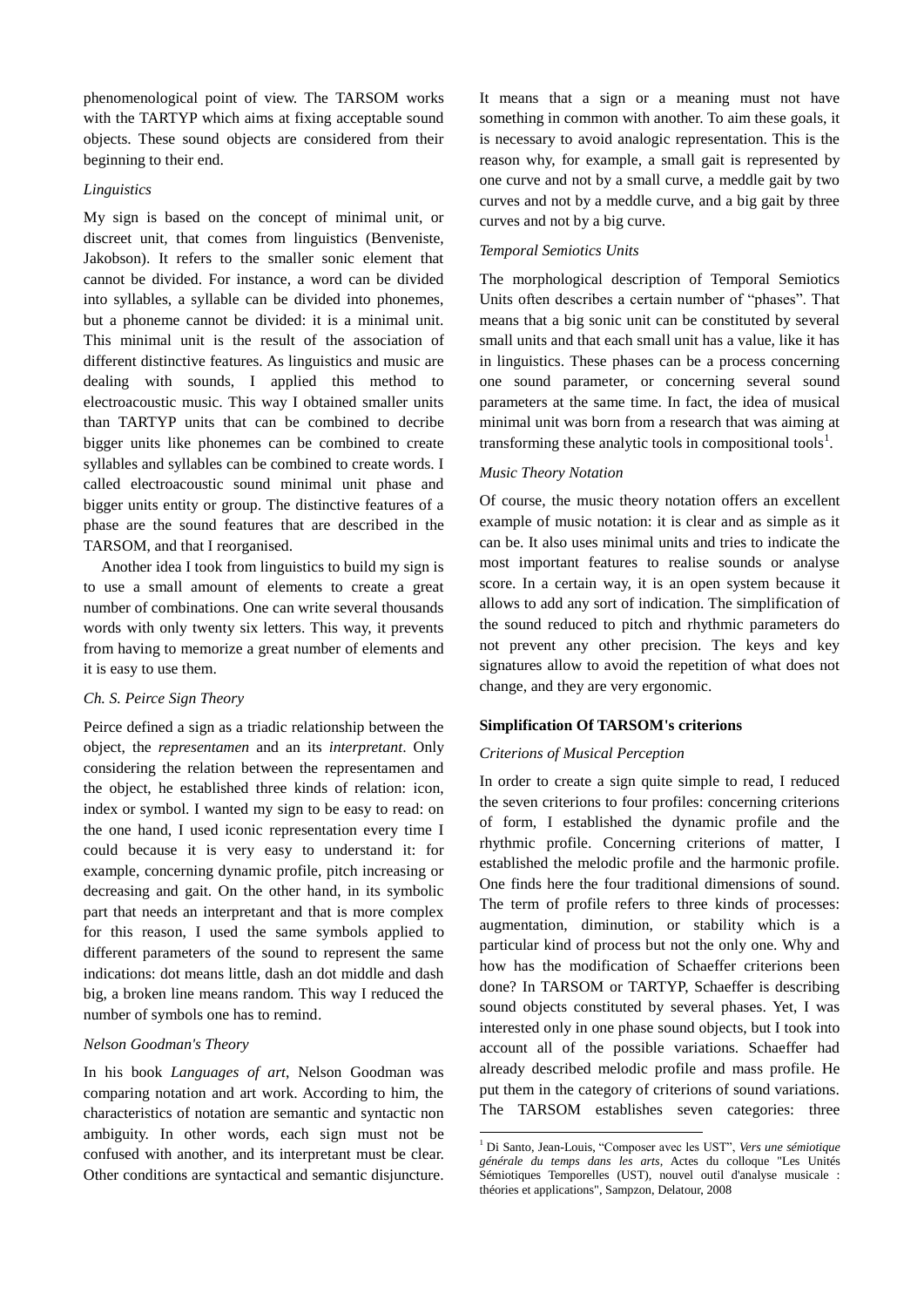phenomenological point of view. The TARSOM works with the TARTYP which aims at fixing acceptable sound objects. These sound objects are considered from their beginning to their end.

### *Linguistics*

My sign is based on the concept of minimal unit, or discreet unit, that comes from linguistics (Benveniste, Jakobson). It refers to the smaller sonic element that cannot be divided. For instance, a word can be divided into syllables, a syllable can be divided into phonemes, but a phoneme cannot be divided: it is a minimal unit. This minimal unit is the result of the association of different distinctive features. As linguistics and music are dealing with sounds, I applied this method to electroacoustic music. This way I obtained smaller units than TARTYP units that can be combined to decribe bigger units like phonemes can be combined to create syllables and syllables can be combined to create words. I called electroacoustic sound minimal unit phase and bigger units entity or group. The distinctive features of a phase are the sound features that are described in the TARSOM, and that I reorganised.

Another idea I took from linguistics to build my sign is to use a small amount of elements to create a great number of combinations. One can write several thousands words with only twenty six letters. This way, it prevents from having to memorize a great number of elements and it is easy to use them.

### *Ch. S. Peirce Sign Theory*

Peirce defined a sign as a triadic relationship between the object, the *representamen* and an its *interpretant*. Only considering the relation between the representamen and the object, he established three kinds of relation: icon, index or symbol. I wanted my sign to be easy to read: on the one hand, I used iconic representation every time I could because it is very easy to understand it: for example, concerning dynamic profile, pitch increasing or decreasing and gait. On the other hand, in its symbolic part that needs an interpretant and that is more complex for this reason, I used the same symbols applied to different parameters of the sound to represent the same indications: dot means little, dash an dot middle and dash big, a broken line means random. This way I reduced the number of symbols one has to remind.

### *Nelson Goodman's Theory*

In his book *Languages of art*, Nelson Goodman was comparing notation and art work. According to him, the characteristics of notation are semantic and syntactic non ambiguity. In other words, each sign must not be confused with another, and its interpretant must be clear. Other conditions are syntactical and semantic disjuncture. It means that a sign or a meaning must not have something in common with another. To aim these goals, it is necessary to avoid analogic representation. This is the reason why, for example, a small gait is represented by one curve and not by a small curve, a meddle gait by two curves and not by a meddle curve, and a big gait by three curves and not by a big curve.

### *Temporal Semiotics Units*

The morphological description of Temporal Semiotics Units often describes a certain number of "phases". That means that a big sonic unit can be constituted by several small units and that each small unit has a value, like it has in linguistics. These phases can be a process concerning one sound parameter, or concerning several sound parameters at the same time. In fact, the idea of musical minimal unit was born from a research that was aiming at transforming these analytic tools in compositional tools[1].

### *Music Theory Notation*

Of course, the music theory notation offers an excellent example of music notation: it is clear and as simple as it can be. It also uses minimal units and tries to indicate the most important features to realise sounds or analyse score. In a certain way, it is an open system because it allows to add any sort of indication. The simplification of the sound reduced to pitch and rhythmic parameters do not prevent any other precision. The keys and key signatures allow to avoid the repetition of what does not change, and they are very ergonomic.

## **Simplification Of TARSOM's criterions**

### *Criterions of Musical Perception*

In order to create a sign quite simple to read, I reduced the seven criterions to four profiles: concerning criterions of form, I established the dynamic profile and the rhythmic profile. Concerning criterions of matter, I established the melodic profile and the harmonic profile. One finds here the four traditional dimensions of sound. The term of profile refers to three kinds of processes: augmentation, diminution, or stability which is a particular kind of process but not the only one. Why and how has the modification of Schaeffer criterions been done? In TARSOM or TARTYP, Schaeffer is describing sound objects constituted by several phases. Yet, I was interested only in one phase sound objects, but I took into account all of the possible variations. Schaeffer had already described melodic profile and mass profile. He put them in the category of criterions of sound variations. The TARSOM establishes seven categories: three

[1] Di Santo, Jean-Louis, "Composer avec les UST", *Vers une sémiotique générale du temps dans les arts*, Actes du colloque "Les Unités Sémiotiques Temporelles (UST), nouvel outil d'analyse musicale : théories et applications", Sampzon, Delatour, 2008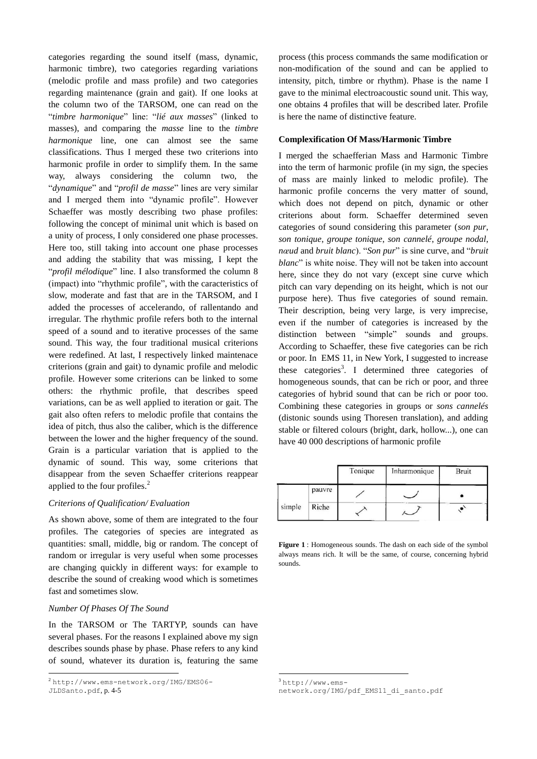categories regarding the sound itself (mass, dynamic, harmonic timbre), two categories regarding variations (melodic profile and mass profile) and two categories regarding maintenance (grain and gait). If one looks at the column two of the TARSOM, one can read on the "*timbre harmonique*" line: "*lié aux masses*" (linked to masses), and comparing the *masse* line to the *timbre harmonique* line, one can almost see the same classifications. Thus I merged these two criterions into harmonic profile in order to simplify them. In the same way, always considering the column two, the "*dynamique*" and "*profil de masse*" lines are very similar and I merged them into "dynamic profile". However Schaeffer was mostly describing two phase profiles: following the concept of minimal unit which is based on a unity of process, I only considered one phase processes. Here too, still taking into account one phase processes and adding the stability that was missing, I kept the "*profil mélodique*" line. I also transformed the column 8 (impact) into "rhythmic profile", with the caracteristics of slow, moderate and fast that are in the TARSOM, and I added the processes of accelerando, of rallentando and irregular. The rhythmic profile refers both to the internal speed of a sound and to iterative processes of the same sound. This way, the four traditional musical criterions were redefined. At last, I respectively linked maintenace criterions (grain and gait) to dynamic profile and melodic profile. However some criterions can be linked to some others: the rhythmic profile, that describes speed variations, can be as well applied to iteration or gait. The gait also often refers to melodic profile that contains the idea of pitch, thus also the caliber, which is the difference between the lower and the higher frequency of the sound. Grain is a particular variation that is applied to the dynamic of sound. This way, some criterions that disappear from the seven Schaeffer criterions reappear applied to the four profiles.[2]

### *Criterions of Qualification/ Evaluation*

As shown above, some of them are integrated to the four profiles. The categories of species are integrated as quantities: small, middle, big or random. The concept of random or irregular is very useful when some processes are changing quickly in different ways: for example to describe the sound of creaking wood which is sometimes fast and sometimes slow.

### *Number Of Phases Of The Sound*

In the TARSOM or The TARTYP, sounds can have several phases. For the reasons I explained above my sign describes sounds phase by phase. Phase refers to any kind of sound, whatever its duration is, featuring the same process (this process commands the same modification or non-modification of the sound and can be applied to intensity, pitch, timbre or rhythm). Phase is the name I gave to the minimal electroacoustic sound unit. This way, one obtains 4 profiles that will be described later. Profile is here the name of distinctive feature.

### **Complexification Of Mass/Harmonic Timbre**

I merged the schaefferian Mass and Harmonic Timbre into the term of harmonic profile (in my sign, the species of mass are mainly linked to melodic profile). The harmonic profile concerns the very matter of sound, which does not depend on pitch, dynamic or other criterions about form. Schaeffer determined seven categories of sound considering this parameter (*son pur*, *son tonique*, *groupe tonique*, *son cannelé*, *groupe nodal*, *nœud* and *bruit blanc*). "*Son pur*" is sine curve, and "*bruit blanc*" is white noise. They will not be taken into account here, since they do not vary (except sine curve which pitch can vary depending on its height, which is not our purpose here). Thus five categories of sound remain. Their description, being very large, is very imprecise, even if the number of categories is increased by the distinction between "simple" sounds and groups. According to Schaeffer, these five categories can be rich or poor. In EMS 11, in New York, I suggested to increase these categories[3]. I determined three categories of homogeneous sounds, that can be rich or poor, and three categories of hybrid sound that can be rich or poor too. Combining these categories in groups or *sons cannelés* (distonic sounds using Thoresen translation), and adding stable or filtered colours (bright, dark, hollow...), one can have 40 000 descriptions of harmonic profile

| | | Tonique | Inharmonique | Bruit |
|---|---|---|---|---|
| simple | pauvre | ⁄ | ◡ | • |
| | Riche | ⁄ (with dashes) | ◡ (with dashes) | • (with dashes) |

**Figure 1** : Homogeneous sounds. The dash on each side of the symbol always means rich. It will be the same, of course, concerning hybrid sounds.

[2] http://www.ems-network.org/IMG/EMS06-JLDSanto.pdf, p. 4-5

[3] http://www.ems-network.org/IMG/pdf_EMS11_di_santo.pdf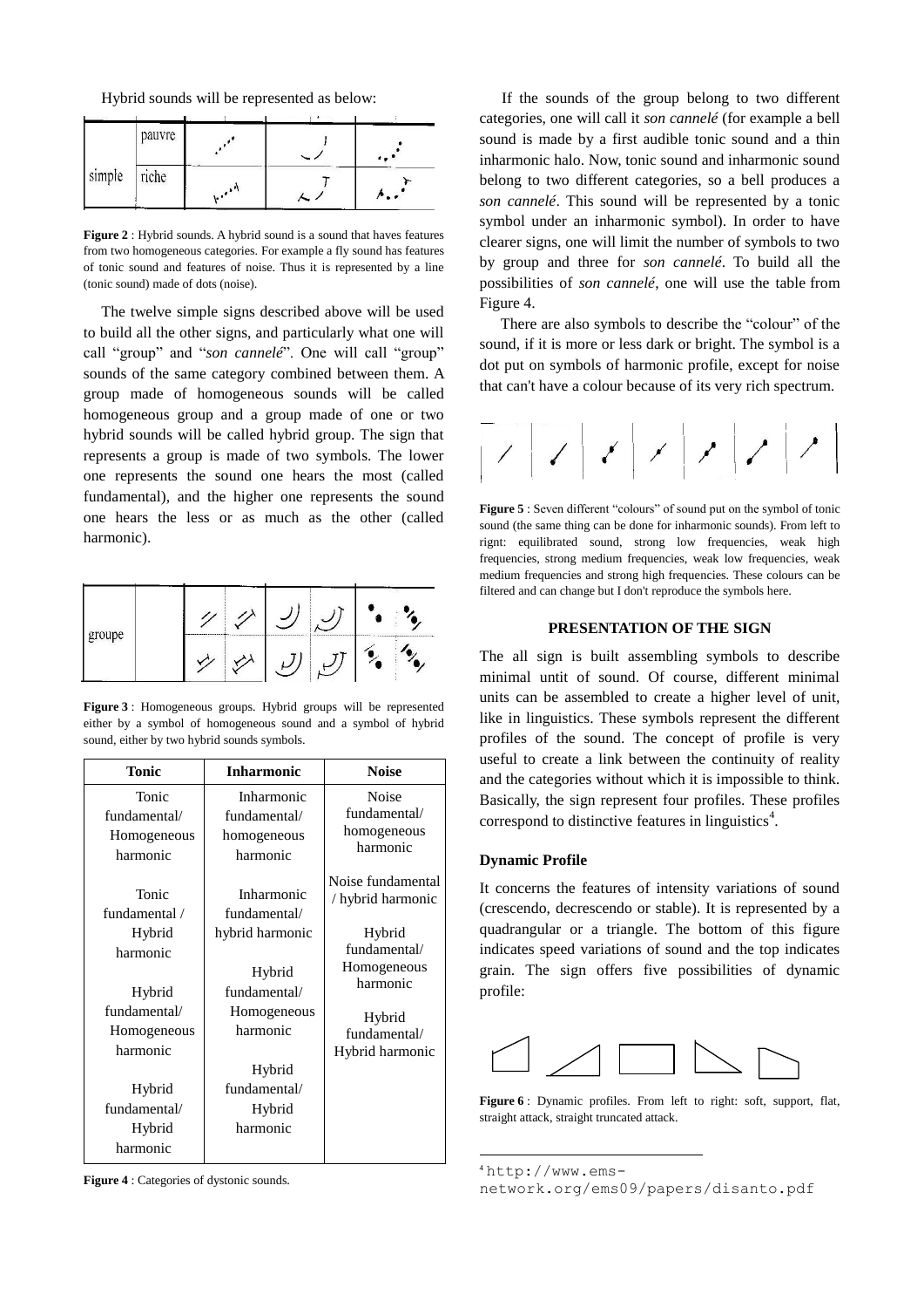Hybrid sounds will be represented as below:

Figure 2 : Hybrid sounds. A hybrid sound is a sound that haves features from two homogeneous categories. For example a fly sound has features of tonic sound and features of noise. Thus it is represented by a line (tonic sound) made of dots (noise).

The twelve simple signs described above will be used to build all the other signs, and particularly what one will call "group" and "*son cannelé*". One will call "group" sounds of the same category combined between them. A group made of homogeneous sounds will be called homogeneous group and a group made of one or two hybrid sounds will be called hybrid group. The sign that represents a group is made of two symbols. The lower one represents the sound one hears the most (called fundamental), and the higher one represents the sound one hears the less or as much as the other (called harmonic).

Figure 3 : Homogeneous groups. Hybrid groups will be represented either by a symbol of homogeneous sound and a symbol of hybrid sound, either by two hybrid sounds symbols.

| Tonic | Inharmonic | Noise |
|---|---|---|
| Tonic fundamental/ Homogeneous harmonic | Inharmonic fundamental/ homogeneous harmonic | Noise fundamental/ homogeneous harmonic |
| Tonic fundamental / Hybrid harmonic | Inharmonic fundamental/ hybrid harmonic | Noise fundamental / hybrid harmonic |
| Hybrid fundamental/ Homogeneous harmonic | Hybrid fundamental/ Homogeneous harmonic | Hybrid fundamental/ Homogeneous harmonic |
| Hybrid fundamental/ Hybrid harmonic | Hybrid fundamental/ Hybrid harmonic | Hybrid fundamental/ Hybrid harmonic |

Figure 4 : Categories of dystonic sounds.

If the sounds of the group belong to two different categories, one will call it *son cannelé* (for example a bell sound is made by a first audible tonic sound and a thin inharmonic halo. Now, tonic sound and inharmonic sound belong to two different categories, so a bell produces a *son cannelé*. This sound will be represented by a tonic symbol under an inharmonic symbol). In order to have clearer signs, one will limit the number of symbols to two by group and three for *son cannelé*. To build all the possibilities of *son cannelé*, one will use the table from Figure 4.

There are also symbols to describe the "colour" of the sound, if it is more or less dark or bright. The symbol is a dot put on symbols of harmonic profile, except for noise that can't have a colour because of its very rich spectrum.

Figure 5 : Seven different "colours" of sound put on the symbol of tonic sound (the same thing can be done for inharmonic sounds). From left to rignt: equilibrated sound, strong low frequencies, weak high frequencies, strong medium frequencies, weak low frequencies, weak medium frequencies and strong high frequencies. These colours can be filtered and can change but I don't reproduce the symbols here.

## PRESENTATION OF THE SIGN

The all sign is built assembling symbols to describe minimal untit of sound. Of course, different minimal units can be assembled to create a higher level of unit, like in linguistics. These symbols represent the different profiles of the sound. The concept of profile is very useful to create a link between the continuity of reality and the categories without which it is impossible to think. Basically, the sign represent four profiles. These profiles correspond to distinctive features in linguistics[4].

### Dynamic Profile

It concerns the features of intensity variations of sound (crescendo, decrescendo or stable). It is represented by a quadrangular or a triangle. The bottom of this figure indicates speed variations of sound and the top indicates grain. The sign offers five possibilities of dynamic profile:

Figure 6 : Dynamic profiles. From left to right: soft, support, flat, straight attack, straight truncated attack.

[4] http://www.ems-network.org/ems09/papers/disanto.pdf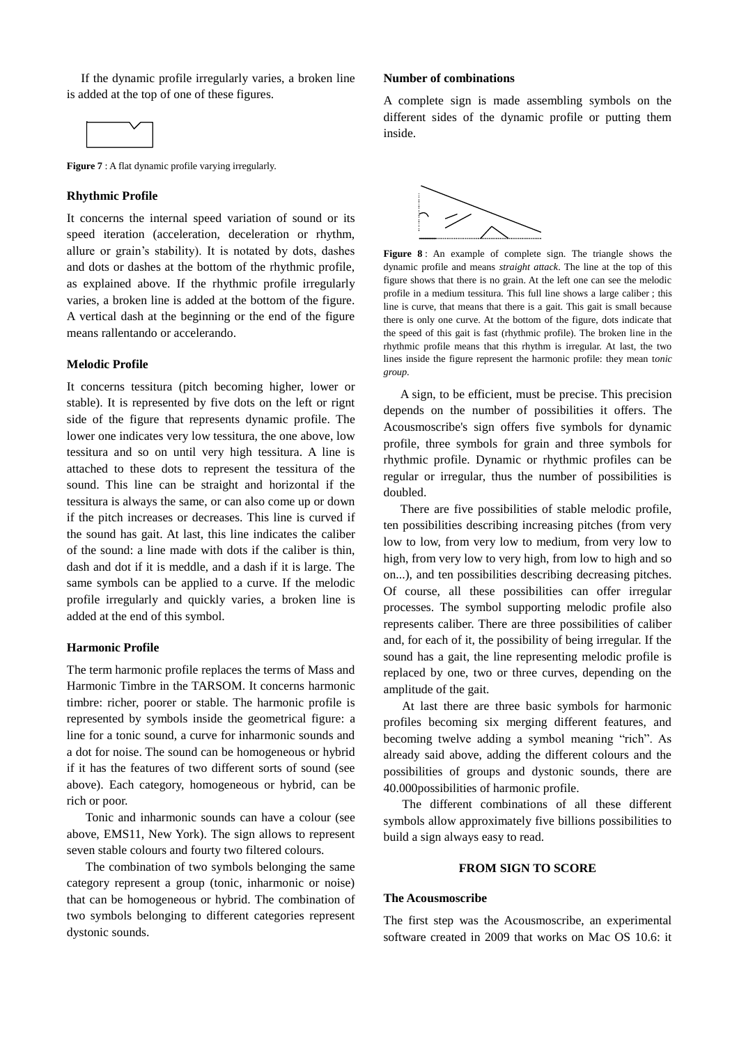If the dynamic profile irregularly varies, a broken line is added at the top of one of these figures.

**Figure 7** : A flat dynamic profile varying irregularly.

### Rhythmic Profile

It concerns the internal speed variation of sound or its speed iteration (acceleration, deceleration or rhythm, allure or grain's stability). It is notated by dots, dashes and dots or dashes at the bottom of the rhythmic profile, as explained above. If the rhythmic profile irregularly varies, a broken line is added at the bottom of the figure. A vertical dash at the beginning or the end of the figure means rallentando or accelerando.

### Melodic Profile

It concerns tessitura (pitch becoming higher, lower or stable). It is represented by five dots on the left or rignt side of the figure that represents dynamic profile. The lower one indicates very low tessitura, the one above, low tessitura and so on until very high tessitura. A line is attached to these dots to represent the tessitura of the sound. This line can be straight and horizontal if the tessitura is always the same, or can also come up or down if the pitch increases or decreases. This line is curved if the sound has gait. At last, this line indicates the caliber of the sound: a line made with dots if the caliber is thin, dash and dot if it is meddle, and a dash if it is large. The same symbols can be applied to a curve. If the melodic profile irregularly and quickly varies, a broken line is added at the end of this symbol.

### Harmonic Profile

The term harmonic profile replaces the terms of Mass and Harmonic Timbre in the TARSOM. It concerns harmonic timbre: richer, poorer or stable. The harmonic profile is represented by symbols inside the geometrical figure: a line for a tonic sound, a curve for inharmonic sounds and a dot for noise. The sound can be homogeneous or hybrid if it has the features of two different sorts of sound (see above). Each category, homogeneous or hybrid, can be rich or poor.

Tonic and inharmonic sounds can have a colour (see above, EMS11, New York). The sign allows to represent seven stable colours and fourty two filtered colours.

The combination of two symbols belonging the same category represent a group (tonic, inharmonic or noise) that can be homogeneous or hybrid. The combination of two symbols belonging to different categories represent dystonic sounds.

### Number of combinations

A complete sign is made assembling symbols on the different sides of the dynamic profile or putting them inside.

**Figure 8** : An example of complete sign. The triangle shows the dynamic profile and means *straight attack*. The line at the top of this figure shows that there is no grain. At the left one can see the melodic profile in a medium tessitura. This full line shows a large caliber ; this line is curve, that means that there is a gait. This gait is small because there is only one curve. At the bottom of the figure, dots indicate that the speed of this gait is fast (rhythmic profile). The broken line in the rhythmic profile means that this rhythm is irregular. At last, the two lines inside the figure represent the harmonic profile: they mean t*onic group*.

A sign, to be efficient, must be precise. This precision depends on the number of possibilities it offers. The Acousmoscribe's sign offers five symbols for dynamic profile, three symbols for grain and three symbols for rhythmic profile. Dynamic or rhythmic profiles can be regular or irregular, thus the number of possibilities is doubled.

There are five possibilities of stable melodic profile, ten possibilities describing increasing pitches (from very low to low, from very low to medium, from very low to high, from very low to very high, from low to high and so on...), and ten possibilities describing decreasing pitches. Of course, all these possibilities can offer irregular processes. The symbol supporting melodic profile also represents caliber. There are three possibilities of caliber and, for each of it, the possibility of being irregular. If the sound has a gait, the line representing melodic profile is replaced by one, two or three curves, depending on the amplitude of the gait.

At last there are three basic symbols for harmonic profiles becoming six merging different features, and becoming twelve adding a symbol meaning "rich". As already said above, adding the different colours and the possibilities of groups and dystonic sounds, there are 40.000possibilities of harmonic profile.

The different combinations of all these different symbols allow approximately five billions possibilities to build a sign always easy to read.

## FROM SIGN TO SCORE

### The Acousmoscribe

The first step was the Acousmoscribe, an experimental software created in 2009 that works on Mac OS 10.6: it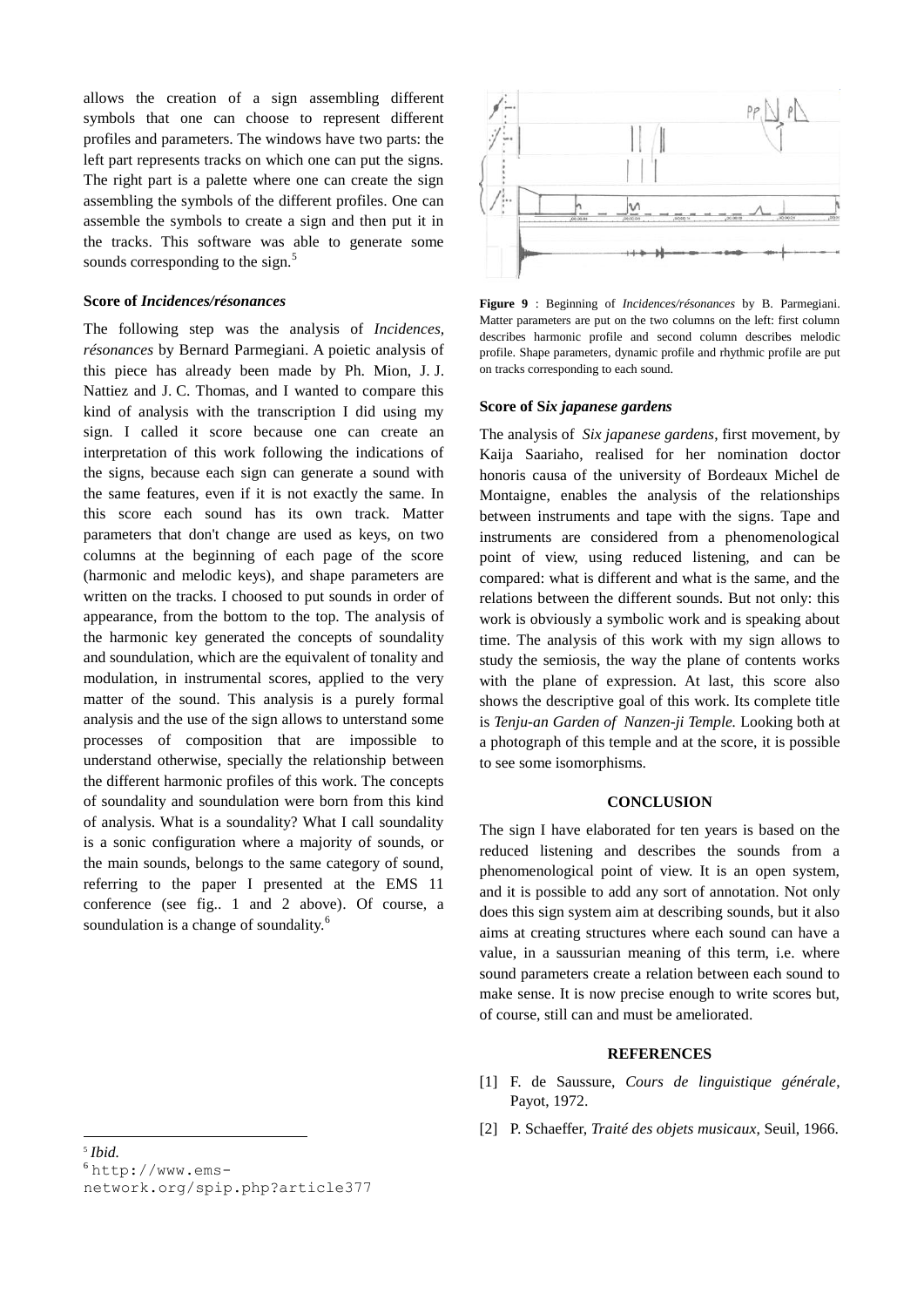allows the creation of a sign assembling different symbols that one can choose to represent different profiles and parameters. The windows have two parts: the left part represents tracks on which one can put the signs. The right part is a palette where one can create the sign assembling the symbols of the different profiles. One can assemble the symbols to create a sign and then put it in the tracks. This software was able to generate some sounds corresponding to the sign.[5]

### Score of *Incidences/résonances*

The following step was the analysis of *Incidences, résonances* by Bernard Parmegiani. A poietic analysis of this piece has already been made by Ph. Mion, J. J. Nattiez and J. C. Thomas, and I wanted to compare this kind of analysis with the transcription I did using my sign. I called it score because one can create an interpretation of this work following the indications of the signs, because each sign can generate a sound with the same features, even if it is not exactly the same. In this score each sound has its own track. Matter parameters that don't change are used as keys, on two columns at the beginning of each page of the score (harmonic and melodic keys), and shape parameters are written on the tracks. I choosed to put sounds in order of appearance, from the bottom to the top. The analysis of the harmonic key generated the concepts of soundality and soundulation, which are the equivalent of tonality and modulation, in instrumental scores, applied to the very matter of the sound. This analysis is a purely formal analysis and the use of the sign allows to unterstand some processes of composition that are impossible to understand otherwise, specially the relationship between the different harmonic profiles of this work. The concepts of soundality and soundulation were born from this kind of analysis. What is a soundality? What I call soundality is a sonic configuration where a majority of sounds, or the main sounds, belongs to the same category of sound, referring to the paper I presented at the EMS 11 conference (see fig.. 1 and 2 above). Of course, a soundulation is a change of soundality.[6]

**Figure 9** : Beginning of *Incidences/résonances* by B. Parmegiani. Matter parameters are put on the two columns on the left: first column describes harmonic profile and second column describes melodic profile. Shape parameters, dynamic profile and rhythmic profile are put on tracks corresponding to each sound.

### Score of S*ix japanese gardens*

The analysis of *Six japanese gardens*, first movement, by Kaija Saariaho, realised for her nomination doctor honoris causa of the university of Bordeaux Michel de Montaigne, enables the analysis of the relationships between instruments and tape with the signs. Tape and instruments are considered from a phenomenological point of view, using reduced listening, and can be compared: what is different and what is the same, and the relations between the different sounds. But not only: this work is obviously a symbolic work and is speaking about time. The analysis of this work with my sign allows to study the semiosis, the way the plane of contents works with the plane of expression. At last, this score also shows the descriptive goal of this work. Its complete title is *Tenju-an Garden of Nanzen-ji Temple.* Looking both at a photograph of this temple and at the score, it is possible to see some isomorphisms.

## CONCLUSION

The sign I have elaborated for ten years is based on the reduced listening and describes the sounds from a phenomenological point of view. It is an open system, and it is possible to add any sort of annotation. Not only does this sign system aim at describing sounds, but it also aims at creating structures where each sound can have a value, in a saussurian meaning of this term, i.e. where sound parameters create a relation between each sound to make sense. It is now precise enough to write scores but, of course, still can and must be ameliorated.

## REFERENCES

[1] F. de Saussure, *Cours de linguistique générale*, Payot, 1972.

[2] P. Schaeffer, *Traité des objets musicaux*, Seuil, 1966.

---

[5] *Ibid.*

[6] http://www.ems-network.org/spip.php?article377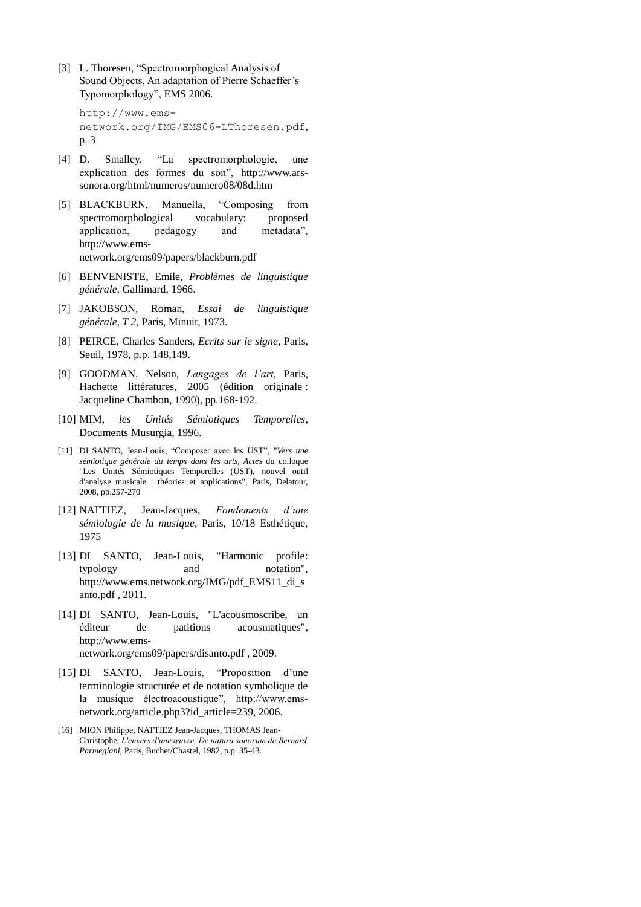[3] L. Thoresen, "Spectromorphogical Analysis of Sound Objects, An adaptation of Pierre Schaeffer's Typomorphology", EMS 2006.

http://www.ems-network.org/IMG/EMS06-LThoresen.pdf, p. 3

[4] D. Smalley, "La spectromorphologie, une explication des formes du son", http://www.ars-sonora.org/html/numeros/numero08/08d.htm

[5] BLACKBURN, Manuella, "Composing from spectromorphological vocabulary: proposed application, pedagogy and metadata", http://www.ems-network.org/ems09/papers/blackburn.pdf

[6] BENVENISTE, Emile, *Problèmes de linguistique générale*, Gallimard, 1966.

[7] JAKOBSON, Roman, *Essai de linguistique générale, T 2*, Paris, Minuit, 1973.

[8] PEIRCE, Charles Sanders, *Ecrits sur le signe*, Paris, Seuil, 1978, p.p. 148,149.

[9] GOODMAN, Nelson, *Langages de l'art*, Paris, Hachette littératures, 2005 (édition originale : Jacqueline Chambon, 1990), pp.168-192.

[10] MIM, *les Unités Sémiotiques Temporelles*, Documents Musurgia, 1996.

[11] DI SANTO, Jean-Louis, "Composer avec les UST", "*Vers une sémiotique générale du temps dans les arts*, *Acte*s du colloque "Les Unités Sémiotiques Temporelles (UST), nouvel outil d'analyse musicale : théories et applications", Paris, Delatour, 2008, pp.257-270

[12] NATTIEZ, Jean-Jacques, *Fondements d'une sémiologie de la musique*, Paris, 10/18 Esthétique, 1975

[13] DI SANTO, Jean-Louis, "Harmonic profile: typology and notation", http://www.ems.network.org/IMG/pdf_EMS11_di_santo.pdf , 2011.

[14] DI SANTO, Jean-Louis, "L'acousmoscribe, un éditeur de patitions acousmatiques", http://www.ems-network.org/ems09/papers/disanto.pdf , 2009.

[15] DI SANTO, Jean-Louis, "Proposition d'une terminologie structurée et de notation symbolique de la musique électroacoustique", http://www.ems-network.org/article.php3?id_article=239, 2006.

[16] MION Philippe, NATTIEZ Jean-Jacques, THOMAS Jean-Christophe, *L'envers d'une œuvre, De natura sonorum de Bernard Parmegiani*, Paris, Buchet/Chastel, 1982, p.p. 35-43.